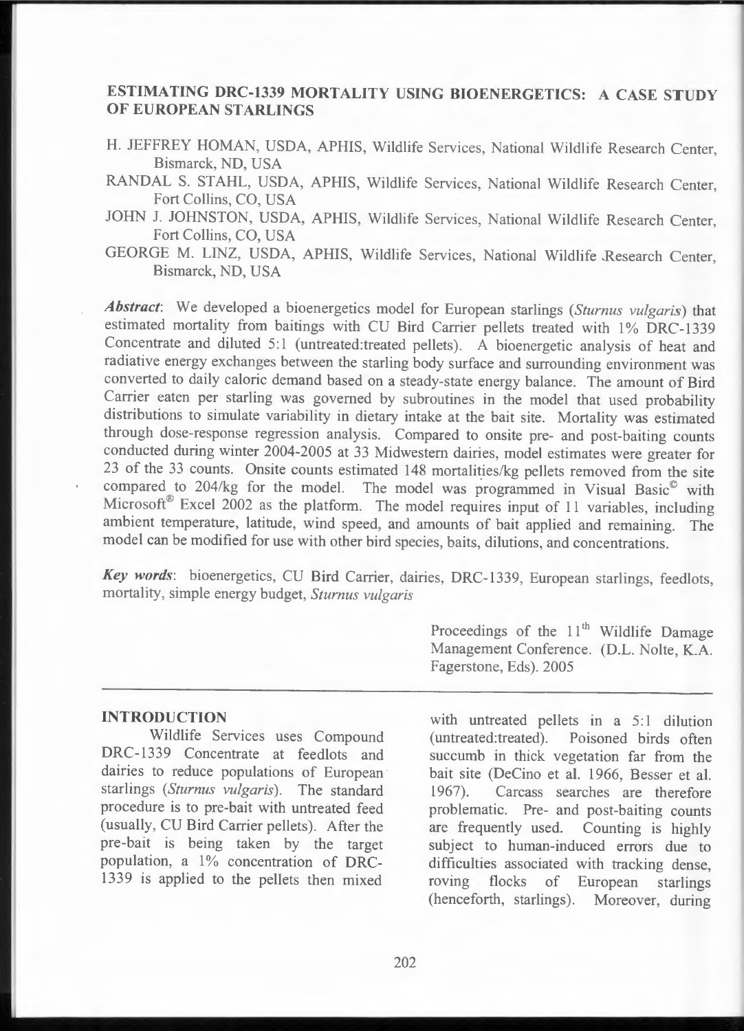# ESTIMATING DRC-1339 MORTALITY USING BIOENERGETICS: A CASE STUDY OF EUROPEAN STARLINGS

H. JEFFREY HOMAN, USDA, APHIS, Wildlife Services, National Wildlife Research Center, Bismarck, ND, USA

RANDAL S. STAHL, USDA, APHIS, Wildlife Services, National Wildlife Research Center, Fort Collins, CO, USA

JOHN J. JOHNSTON, USDA, APHIS, Wildlife Services, National Wildlife Research Center, Fort Collins, CO, USA

GEORGE M. LINZ, USDA, APHIS, Wildlife Services, National Wildlife Research Center, Bismarck, ND, USA

***Abstract***: We developed a bioenergetics model for European starlings (*Sturnus vulgaris*) that estimated mortality from baitings with CU Bird Carrier pellets treated with 1% DRC-1339 Concentrate and diluted 5:1 (untreated:treated pellets). A bioenergetic analysis of heat and radiative energy exchanges between the starling body surface and surrounding environment was converted to daily caloric demand based on a steady-state energy balance. The amount of Bird Carrier eaten per starling was governed by subroutines in the model that used probability distributions to simulate variability in dietary intake at the bait site. Mortality was estimated through dose-response regression analysis. Compared to onsite pre- and post-baiting counts conducted during winter 2004-2005 at 33 Midwestern dairies, model estimates were greater for 23 of the 33 counts. Onsite counts estimated 148 mortalities/kg pellets removed from the site compared to 204/kg for the model. The model was programmed in Visual Basic© with Microsoft® Excel 2002 as the platform. The model requires input of 11 variables, including ambient temperature, latitude, wind speed, and amounts of bait applied and remaining. The model can be modified for use with other bird species, baits, dilutions, and concentrations.

***Key words***: bioenergetics, CU Bird Carrier, dairies, DRC-1339, European starlings, feedlots, mortality, simple energy budget, *Sturnus vulgaris*

Proceedings of the 11[th] Wildlife Damage Management Conference. (D.L. Nolte, K.A. Fagerstone, Eds). 2005

## INTRODUCTION

Wildlife Services uses Compound DRC-1339 Concentrate at feedlots and dairies to reduce populations of European starlings (*Sturnus vulgaris*). The standard procedure is to pre-bait with untreated feed (usually, CU Bird Carrier pellets). After the pre-bait is being taken by the target population, a 1% concentration of DRC-1339 is applied to the pellets then mixed with untreated pellets in a 5:1 dilution (untreated:treated). Poisoned birds often succumb in thick vegetation far from the bait site (DeCino et al. 1966, Besser et al. 1967). Carcass searches are therefore problematic. Pre- and post-baiting counts are frequently used. Counting is highly subject to human-induced errors due to difficulties associated with tracking dense, roving flocks of European starlings (henceforth, starlings). Moreover, during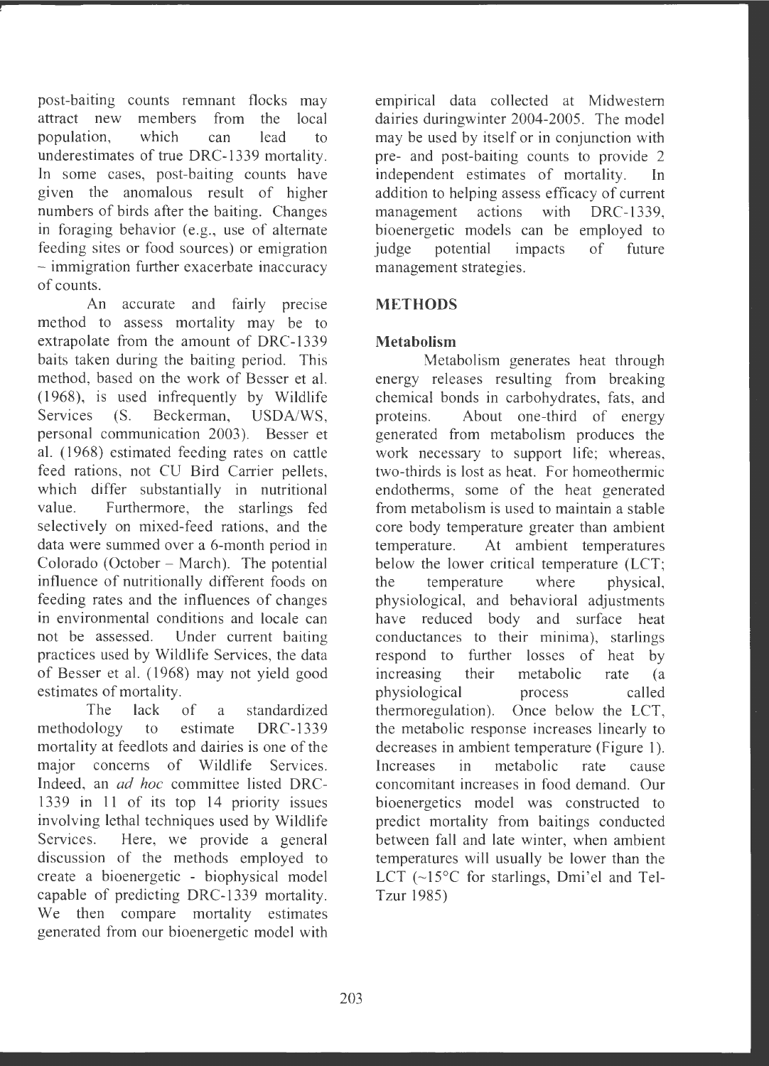post-baiting counts remnant flocks may attract new members from the local population, which can lead to underestimates of true DRC-1339 mortality. In some cases, post-baiting counts have given the anomalous result of higher numbers of birds after the baiting. Changes in foraging behavior (e.g., use of alternate feeding sites or food sources) or emigration – immigration further exacerbate inaccuracy of counts.

An accurate and fairly precise method to assess mortality may be to extrapolate from the amount of DRC-1339 baits taken during the baiting period. This method, based on the work of Besser et al. (1968), is used infrequently by Wildlife Services (S. Beckerman, USDA/WS, personal communication 2003). Besser et al. (1968) estimated feeding rates on cattle feed rations, not CU Bird Carrier pellets, which differ substantially in nutritional value. Furthermore, the starlings fed selectively on mixed-feed rations, and the data were summed over a 6-month period in Colorado (October – March). The potential influence of nutritionally different foods on feeding rates and the influences of changes in environmental conditions and locale can not be assessed. Under current baiting practices used by Wildlife Services, the data of Besser et al. (1968) may not yield good estimates of mortality.

The lack of a standardized methodology to estimate DRC-1339 mortality at feedlots and dairies is one of the major concerns of Wildlife Services. Indeed, an *ad hoc* committee listed DRC-1339 in 11 of its top 14 priority issues involving lethal techniques used by Wildlife Services. Here, we provide a general discussion of the methods employed to create a bioenergetic - biophysical model capable of predicting DRC-1339 mortality. We then compare mortality estimates generated from our bioenergetic model with empirical data collected at Midwestern dairies duringwinter 2004-2005. The model may be used by itself or in conjunction with pre- and post-baiting counts to provide 2 independent estimates of mortality. In addition to helping assess efficacy of current management actions with DRC-1339, bioenergetic models can be employed to judge potential impacts of future management strategies.

## METHODS

### Metabolism

Metabolism generates heat through energy releases resulting from breaking chemical bonds in carbohydrates, fats, and proteins. About one-third of energy generated from metabolism produces the work necessary to support life; whereas, two-thirds is lost as heat. For homeothermic endotherms, some of the heat generated from metabolism is used to maintain a stable core body temperature greater than ambient temperature. At ambient temperatures below the lower critical temperature (LCT; the temperature where physical, physiological, and behavioral adjustments have reduced body and surface heat conductances to their minima), starlings respond to further losses of heat by increasing their metabolic rate (a physiological process called thermoregulation). Once below the LCT, the metabolic response increases linearly to decreases in ambient temperature (Figure 1). Increases in metabolic rate cause concomitant increases in food demand. Our bioenergetics model was constructed to predict mortality from baitings conducted between fall and late winter, when ambient temperatures will usually be lower than the LCT (~15°C for starlings, Dmi'el and Tel-Tzur 1985)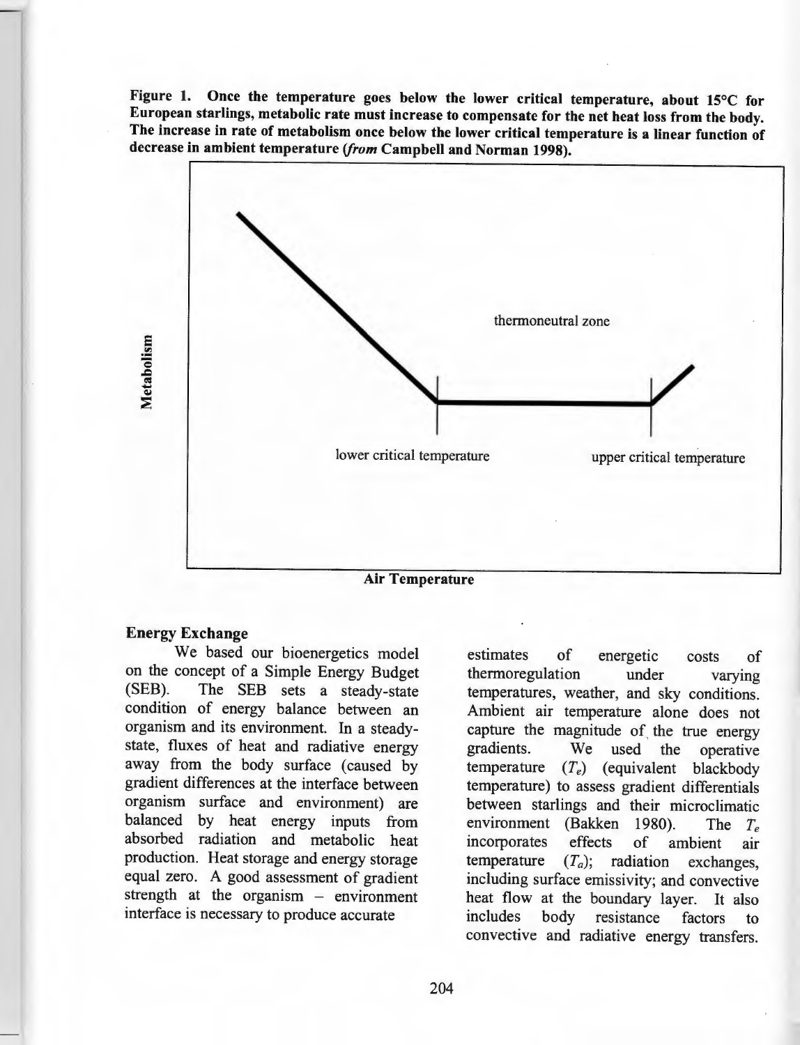**Figure 1. Once the temperature goes below the lower critical temperature, about 15°C for European starlings, metabolic rate must increase to compensate for the net heat loss from the body. The increase in rate of metabolism once below the lower critical temperature is a linear function of decrease in ambient temperature (*from* Campbell and Norman 1998).**

### Energy Exchange

We based our bioenergetics model on the concept of a Simple Energy Budget (SEB). The SEB sets a steady-state condition of energy balance between an organism and its environment. In a steady-state, fluxes of heat and radiative energy away from the body surface (caused by gradient differences at the interface between organism surface and environment) are balanced by heat energy inputs from absorbed radiation and metabolic heat production. Heat storage and energy storage equal zero. A good assessment of gradient strength at the organism – environment interface is necessary to produce accurate estimates of energetic costs of thermoregulation under varying temperatures, weather, and sky conditions. Ambient air temperature alone does not capture the magnitude of the true energy gradients. We used the operative temperature ($T_e$) (equivalent blackbody temperature) to assess gradient differentials between starlings and their microclimatic environment (Bakken 1980). The $T_e$ incorporates effects of ambient air temperature ($T_a$); radiation exchanges, including surface emissivity; and convective heat flow at the boundary layer. It also includes body resistance factors to convective and radiative energy transfers.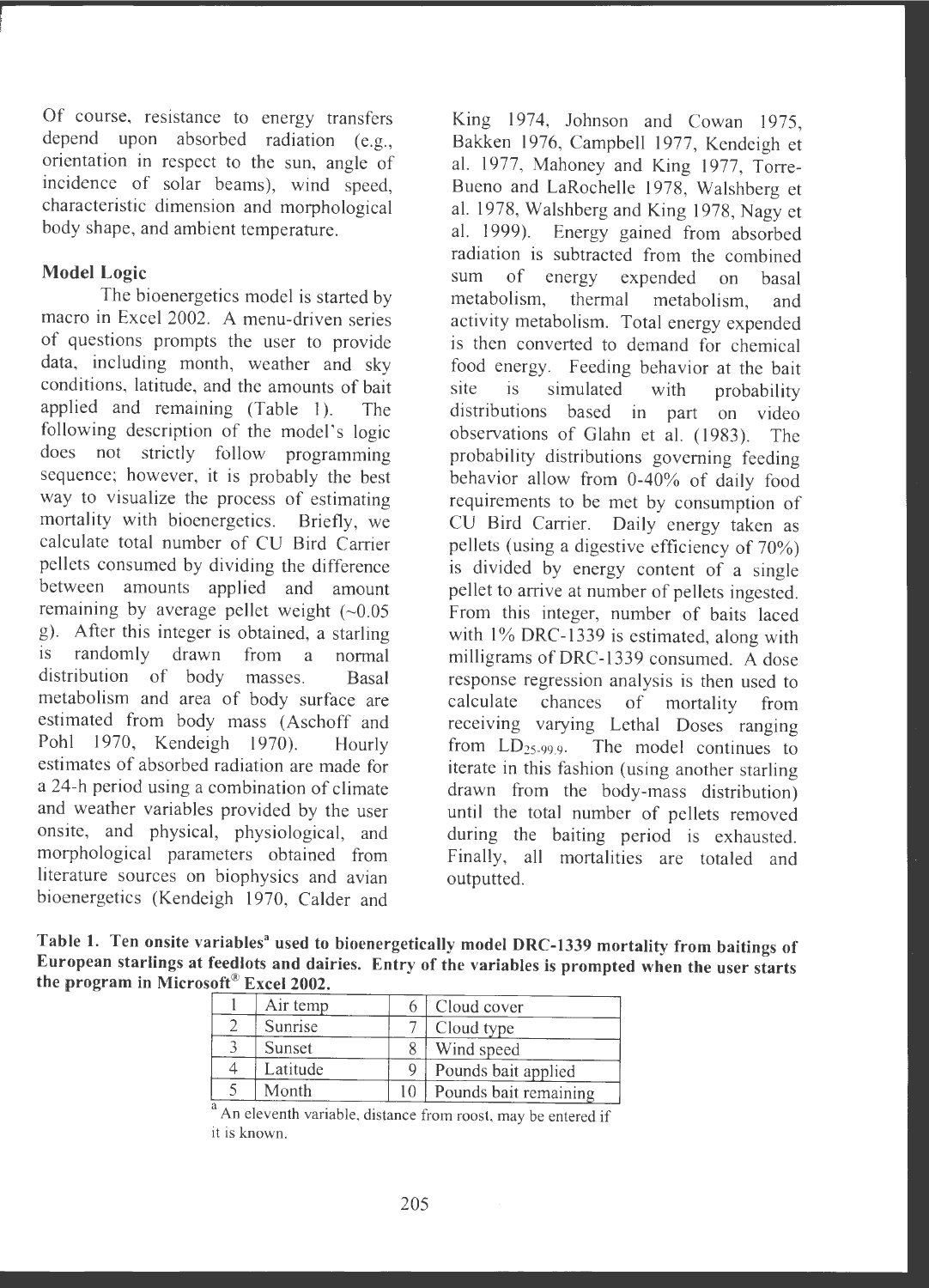Of course, resistance to energy transfers depend upon absorbed radiation (e.g., orientation in respect to the sun, angle of incidence of solar beams), wind speed, characteristic dimension and morphological body shape, and ambient temperature.

### Model Logic

The bioenergetics model is started by macro in Excel 2002. A menu-driven series of questions prompts the user to provide data, including month, weather and sky conditions, latitude, and the amounts of bait applied and remaining (Table 1). The following description of the model's logic does not strictly follow programming sequence; however, it is probably the best way to visualize the process of estimating mortality with bioenergetics. Briefly, we calculate total number of CU Bird Carrier pellets consumed by dividing the difference between amounts applied and amount remaining by average pellet weight (~0.05 g). After this integer is obtained, a starling is randomly drawn from a normal distribution of body masses. Basal metabolism and area of body surface are estimated from body mass (Aschoff and Pohl 1970, Kendeigh 1970). Hourly estimates of absorbed radiation are made for a 24-h period using a combination of climate and weather variables provided by the user onsite, and physical, physiological, and morphological parameters obtained from literature sources on biophysics and avian bioenergetics (Kendeigh 1970, Calder and King 1974, Johnson and Cowan 1975, Bakken 1976, Campbell 1977, Kendeigh et al. 1977, Mahoney and King 1977, Torre-Bueno and LaRochelle 1978, Walshberg et al. 1978, Walshberg and King 1978, Nagy et al. 1999). Energy gained from absorbed radiation is subtracted from the combined sum of energy expended on basal metabolism, thermal metabolism, and activity metabolism. Total energy expended is then converted to demand for chemical food energy. Feeding behavior at the bait site is simulated with probability distributions based in part on video observations of Glahn et al. (1983). The probability distributions governing feeding behavior allow from 0-40% of daily food requirements to be met by consumption of CU Bird Carrier. Daily energy taken as pellets (using a digestive efficiency of 70%) is divided by energy content of a single pellet to arrive at number of pellets ingested. From this integer, number of baits laced with 1% DRC-1339 is estimated, along with milligrams of DRC-1339 consumed. A dose response regression analysis is then used to calculate chances of mortality from receiving varying Lethal Doses ranging from $LD_{25\text{-}99.9}$. The model continues to iterate in this fashion (using another starling drawn from the body-mass distribution) until the total number of pellets removed during the baiting period is exhausted. Finally, all mortalities are totaled and outputted.

**Table 1. Ten onsite variables[a] used to bioenergetically model DRC-1339 mortality from baitings of European starlings at feedlots and dairies. Entry of the variables is prompted when the user starts the program in Microsoft® Excel 2002.**

| | | | |
|---|---|---|---|
| 1 | Air temp | 6 | Cloud cover |
| 2 | Sunrise | 7 | Cloud type |
| 3 | Sunset | 8 | Wind speed |
| 4 | Latitude | 9 | Pounds bait applied |
| 5 | Month | 10 | Pounds bait remaining |

[a] An eleventh variable, distance from roost, may be entered if it is known.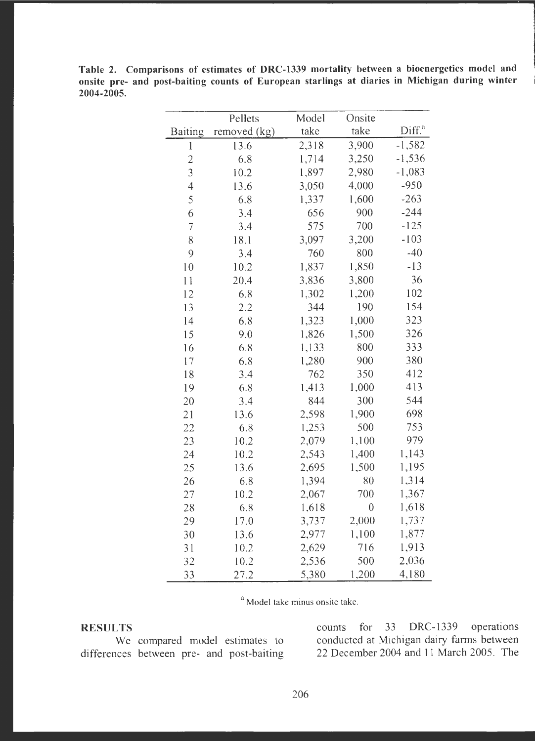**Table 2. Comparisons of estimates of DRC-1339 mortality between a bioenergetics model and onsite pre- and post-baiting counts of European starlings at diaries in Michigan during winter 2004-2005.**

| Baiting | Pellets removed (kg) | Model take | Onsite take | Diff.[a] |
|---|---|---|---|---|
| 1 | 13.6 | 2,318 | 3,900 | -1,582 |
| 2 | 6.8 | 1,714 | 3,250 | -1,536 |
| 3 | 10.2 | 1,897 | 2,980 | -1,083 |
| 4 | 13.6 | 3,050 | 4,000 | -950 |
| 5 | 6.8 | 1,337 | 1,600 | -263 |
| 6 | 3.4 | 656 | 900 | -244 |
| 7 | 3.4 | 575 | 700 | -125 |
| 8 | 18.1 | 3,097 | 3,200 | -103 |
| 9 | 3.4 | 760 | 800 | -40 |
| 10 | 10.2 | 1,837 | 1,850 | -13 |
| 11 | 20.4 | 3,836 | 3,800 | 36 |
| 12 | 6.8 | 1,302 | 1,200 | 102 |
| 13 | 2.2 | 344 | 190 | 154 |
| 14 | 6.8 | 1,323 | 1,000 | 323 |
| 15 | 9.0 | 1,826 | 1,500 | 326 |
| 16 | 6.8 | 1,133 | 800 | 333 |
| 17 | 6.8 | 1,280 | 900 | 380 |
| 18 | 3.4 | 762 | 350 | 412 |
| 19 | 6.8 | 1,413 | 1,000 | 413 |
| 20 | 3.4 | 844 | 300 | 544 |
| 21 | 13.6 | 2,598 | 1,900 | 698 |
| 22 | 6.8 | 1,253 | 500 | 753 |
| 23 | 10.2 | 2,079 | 1,100 | 979 |
| 24 | 10.2 | 2,543 | 1,400 | 1,143 |
| 25 | 13.6 | 2,695 | 1,500 | 1,195 |
| 26 | 6.8 | 1,394 | 80 | 1,314 |
| 27 | 10.2 | 2,067 | 700 | 1,367 |
| 28 | 6.8 | 1,618 | 0 | 1,618 |
| 29 | 17.0 | 3,737 | 2,000 | 1,737 |
| 30 | 13.6 | 2,977 | 1,100 | 1,877 |
| 31 | 10.2 | 2,629 | 716 | 1,913 |
| 32 | 10.2 | 2,536 | 500 | 2,036 |
| 33 | 27.2 | 5,380 | 1,200 | 4,180 |

[a] Model take minus onsite take.

## RESULTS

We compared model estimates to differences between pre- and post-baiting counts for 33 DRC-1339 operations conducted at Michigan dairy farms between 22 December 2004 and 11 March 2005. The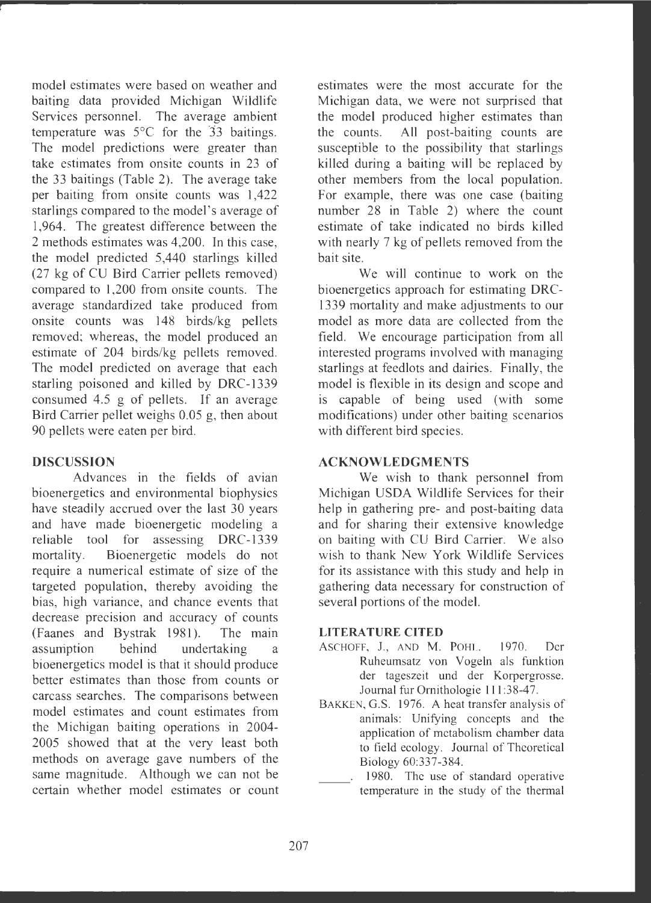model estimates were based on weather and baiting data provided Michigan Wildlife Services personnel. The average ambient temperature was 5°C for the 33 baitings. The model predictions were greater than take estimates from onsite counts in 23 of the 33 baitings (Table 2). The average take per baiting from onsite counts was 1,422 starlings compared to the model's average of 1,964. The greatest difference between the 2 methods estimates was 4,200. In this case, the model predicted 5,440 starlings killed (27 kg of CU Bird Carrier pellets removed) compared to 1,200 from onsite counts. The average standardized take produced from onsite counts was 148 birds/kg pellets removed; whereas, the model produced an estimate of 204 birds/kg pellets removed. The model predicted on average that each starling poisoned and killed by DRC-1339 consumed 4.5 g of pellets. If an average Bird Carrier pellet weighs 0.05 g, then about 90 pellets were eaten per bird.

## DISCUSSION

Advances in the fields of avian bioenergetics and environmental biophysics have steadily accrued over the last 30 years and have made bioenergetic modeling a reliable tool for assessing DRC-1339 mortality. Bioenergetic models do not require a numerical estimate of size of the targeted population, thereby avoiding the bias, high variance, and chance events that decrease precision and accuracy of counts (Faanes and Bystrak 1981). The main assumption behind undertaking a bioenergetics model is that it should produce better estimates than those from counts or carcass searches. The comparisons between model estimates and count estimates from the Michigan baiting operations in 2004-2005 showed that at the very least both methods on average gave numbers of the same magnitude. Although we can not be certain whether model estimates or count estimates were the most accurate for the Michigan data, we were not surprised that the model produced higher estimates than the counts. All post-baiting counts are susceptible to the possibility that starlings killed during a baiting will be replaced by other members from the local population. For example, there was one case (baiting number 28 in Table 2) where the count estimate of take indicated no birds killed with nearly 7 kg of pellets removed from the bait site.

We will continue to work on the bioenergetics approach for estimating DRC-1339 mortality and make adjustments to our model as more data are collected from the field. We encourage participation from all interested programs involved with managing starlings at feedlots and dairies. Finally, the model is flexible in its design and scope and is capable of being used (with some modifications) under other baiting scenarios with different bird species.

## ACKNOWLEDGMENTS

We wish to thank personnel from Michigan USDA Wildlife Services for their help in gathering pre- and post-baiting data and for sharing their extensive knowledge on baiting with CU Bird Carrier. We also wish to thank New York Wildlife Services for its assistance with this study and help in gathering data necessary for construction of several portions of the model.

## LITERATURE CITED

ASCHOFF, J., AND M. POHL. 1970. Der Ruheumsatz von Vogeln als funktion der tageszeit und der Korpergrosse. Journal fur Ornithologie 111:38-47.

BAKKEN, G.S. 1976. A heat transfer analysis of animals: Unifying concepts and the application of metabolism chamber data to field ecology. Journal of Theoretical Biology 60:337-384.

_____. 1980. The use of standard operative temperature in the study of the thermal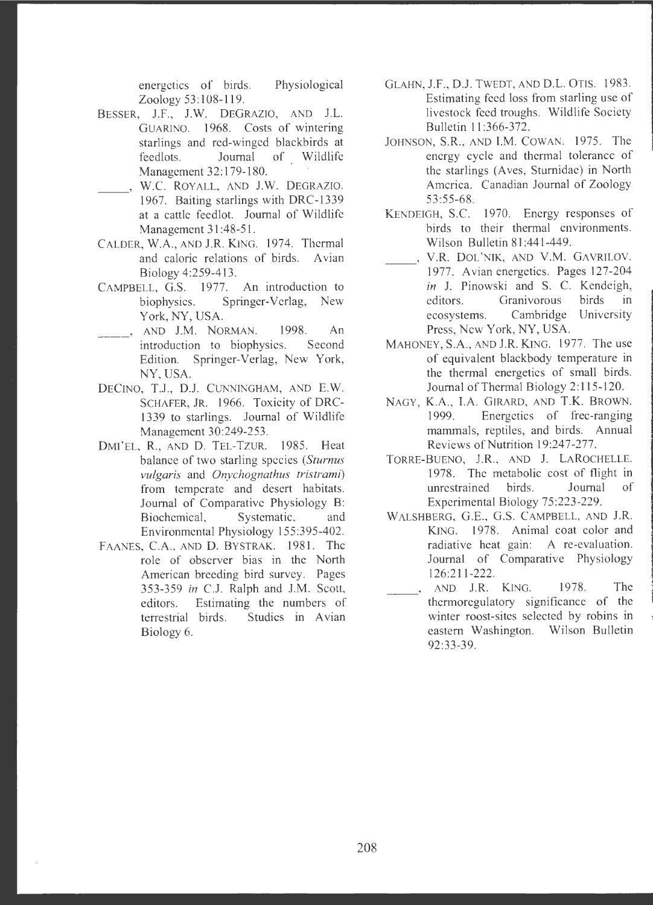energetics of birds. Physiological Zoology 53:108-119.

BESSER, J.F., J.W. DEGRAZIO, AND J.L. GUARINO. 1968. Costs of wintering starlings and red-winged blackbirds at feedlots. Journal of Wildlife Management 32:179-180.

_____, W.C. ROYALL, AND J.W. DEGRAZIO. 1967. Baiting starlings with DRC-1339 at a cattle feedlot. Journal of Wildlife Management 31:48-51.

CALDER, W.A., AND J.R. KING. 1974. Thermal and caloric relations of birds. Avian Biology 4:259-413.

CAMPBELL, G.S. 1977. An introduction to biophysics. Springer-Verlag, New York, NY, USA.

_____, AND J.M. NORMAN. 1998. An introduction to biophysics. Second Edition. Springer-Verlag, New York, NY, USA.

DECINO, T.J., D.J. CUNNINGHAM, AND E.W. SCHAFER, JR. 1966. Toxicity of DRC-1339 to starlings. Journal of Wildlife Management 30:249-253.

DMI'EL, R., AND D. TEL-TZUR. 1985. Heat balance of two starling species (*Sturnus vulgaris* and *Onychognathus tristrami*) from temperate and desert habitats. Journal of Comparative Physiology B: Biochemical, Systematic, and Environmental Physiology 155:395-402.

FAANES, C.A., AND D. BYSTRAK. 1981. The role of observer bias in the North American breeding bird survey. Pages 353-359 *in* C.J. Ralph and J.M. Scott, editors. Estimating the numbers of terrestrial birds. Studies in Avian Biology 6.

GLAHN, J.F., D.J. TWEDT, AND D.L. OTIS. 1983. Estimating feed loss from starling use of livestock feed troughs. Wildlife Society Bulletin 11:366-372.

JOHNSON, S.R., AND I.M. COWAN. 1975. The energy cycle and thermal tolerance of the starlings (Aves, Sturnidae) in North America. Canadian Journal of Zoology 53:55-68.

KENDEIGH, S.C. 1970. Energy responses of birds to their thermal environments. Wilson Bulletin 81:441-449.

_____, V.R. DOL'NIK, AND V.M. GAVRILOV. 1977. Avian energetics. Pages 127-204 *in* J. Pinowski and S. C. Kendeigh, editors. Granivorous birds in ecosystems. Cambridge University Press, New York, NY, USA.

MAHONEY, S.A., AND J.R. KING. 1977. The use of equivalent blackbody temperature in the thermal energetics of small birds. Journal of Thermal Biology 2:115-120.

NAGY, K.A., I.A. GIRARD, AND T.K. BROWN. 1999. Energetics of free-ranging mammals, reptiles, and birds. Annual Reviews of Nutrition 19:247-277.

TORRE-BUENO, J.R., AND J. LAROCHELLE. 1978. The metabolic cost of flight in unrestrained birds. Journal of Experimental Biology 75:223-229.

WALSHBERG, G.E., G.S. CAMPBELL, AND J.R. KING. 1978. Animal coat color and radiative heat gain: A re-evaluation. Journal of Comparative Physiology 126:211-222.

_____, AND J.R. KING. 1978. The thermoregulatory significance of the winter roost-sites selected by robins in eastern Washington. Wilson Bulletin 92:33-39.